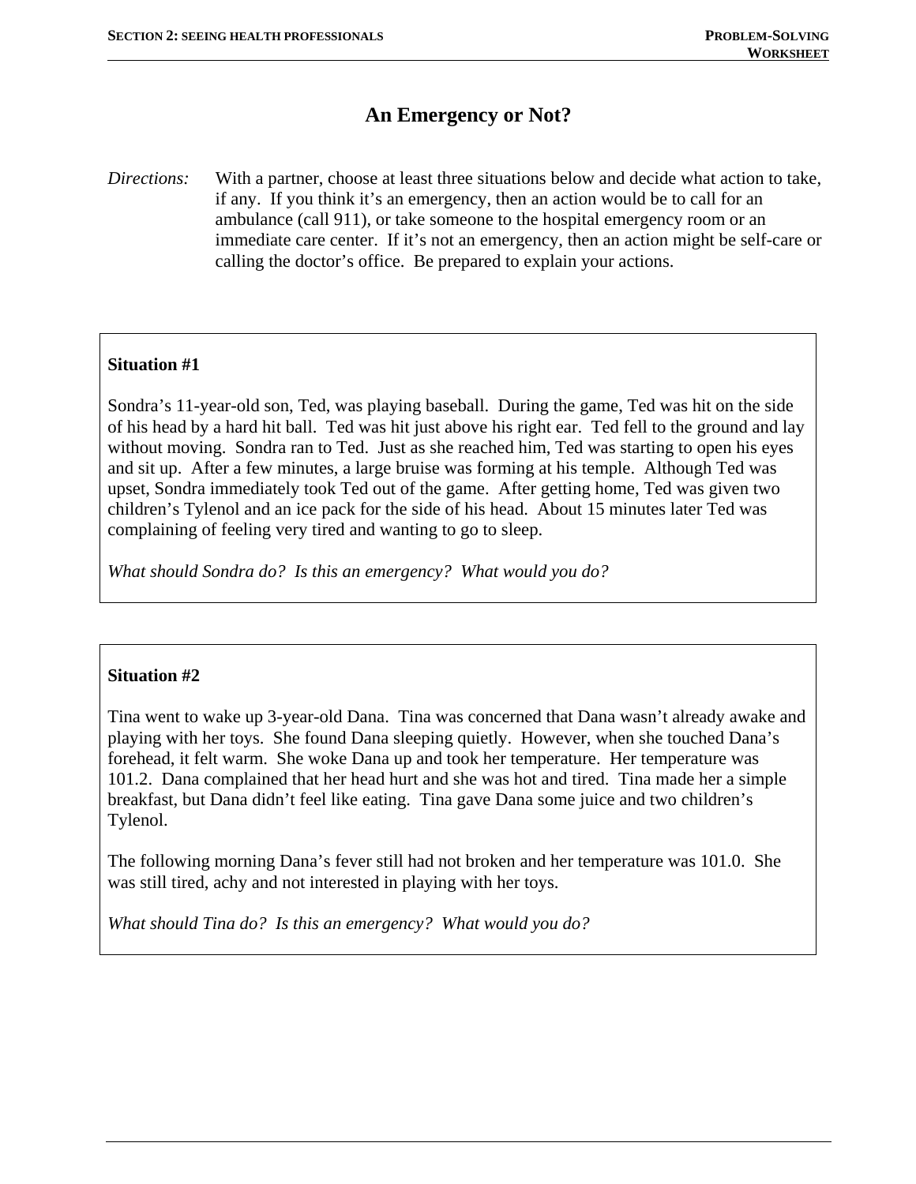# An Emergency or Not?

*Directions:* With a partner, choose at least three situations below and decide what action to take, if any. If you think it's an emergency, then an action would be to call for an ambulance (call 911), or take someone to the hospital emergency room or an immediate care center. If it's not an emergency, then an action might be self-care or calling the doctor's office. Be prepared to explain your actions.

**Situation #1**

Sondra's 11-year-old son, Ted, was playing baseball. During the game, Ted was hit on the side of his head by a hard hit ball. Ted was hit just above his right ear. Ted fell to the ground and lay without moving. Sondra ran to Ted. Just as she reached him, Ted was starting to open his eyes and sit up. After a few minutes, a large bruise was forming at his temple. Although Ted was upset, Sondra immediately took Ted out of the game. After getting home, Ted was given two children's Tylenol and an ice pack for the side of his head. About 15 minutes later Ted was complaining of feeling very tired and wanting to go to sleep.

*What should Sondra do? Is this an emergency? What would you do?*

**Situation #2**

Tina went to wake up 3-year-old Dana. Tina was concerned that Dana wasn't already awake and playing with her toys. She found Dana sleeping quietly. However, when she touched Dana's forehead, it felt warm. She woke Dana up and took her temperature. Her temperature was 101.2. Dana complained that her head hurt and she was hot and tired. Tina made her a simple breakfast, but Dana didn't feel like eating. Tina gave Dana some juice and two children's Tylenol.

The following morning Dana's fever still had not broken and her temperature was 101.0. She was still tired, achy and not interested in playing with her toys.

*What should Tina do? Is this an emergency? What would you do?*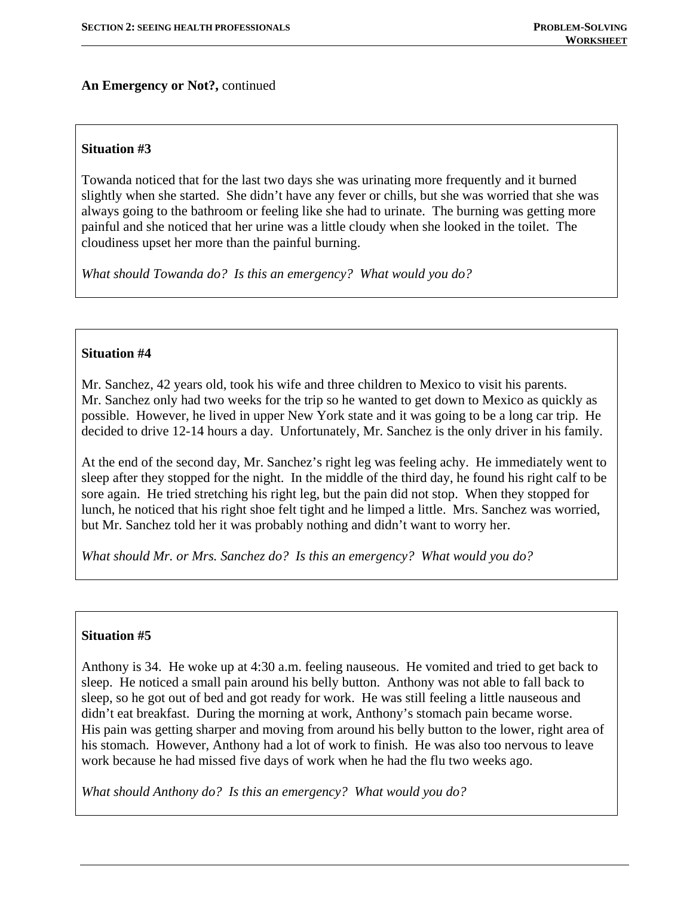**An Emergency or Not?,** continued

### Situation #3

Towanda noticed that for the last two days she was urinating more frequently and it burned slightly when she started. She didn't have any fever or chills, but she was worried that she was always going to the bathroom or feeling like she had to urinate. The burning was getting more painful and she noticed that her urine was a little cloudy when she looked in the toilet. The cloudiness upset her more than the painful burning.

*What should Towanda do? Is this an emergency? What would you do?*

### Situation #4

Mr. Sanchez, 42 years old, took his wife and three children to Mexico to visit his parents. Mr. Sanchez only had two weeks for the trip so he wanted to get down to Mexico as quickly as possible. However, he lived in upper New York state and it was going to be a long car trip. He decided to drive 12-14 hours a day. Unfortunately, Mr. Sanchez is the only driver in his family.

At the end of the second day, Mr. Sanchez's right leg was feeling achy. He immediately went to sleep after they stopped for the night. In the middle of the third day, he found his right calf to be sore again. He tried stretching his right leg, but the pain did not stop. When they stopped for lunch, he noticed that his right shoe felt tight and he limped a little. Mrs. Sanchez was worried, but Mr. Sanchez told her it was probably nothing and didn't want to worry her.

*What should Mr. or Mrs. Sanchez do? Is this an emergency? What would you do?*

### Situation #5

Anthony is 34. He woke up at 4:30 a.m. feeling nauseous. He vomited and tried to get back to sleep. He noticed a small pain around his belly button. Anthony was not able to fall back to sleep, so he got out of bed and got ready for work. He was still feeling a little nauseous and didn't eat breakfast. During the morning at work, Anthony's stomach pain became worse. His pain was getting sharper and moving from around his belly button to the lower, right area of his stomach. However, Anthony had a lot of work to finish. He was also too nervous to leave work because he had missed five days of work when he had the flu two weeks ago.

*What should Anthony do? Is this an emergency? What would you do?*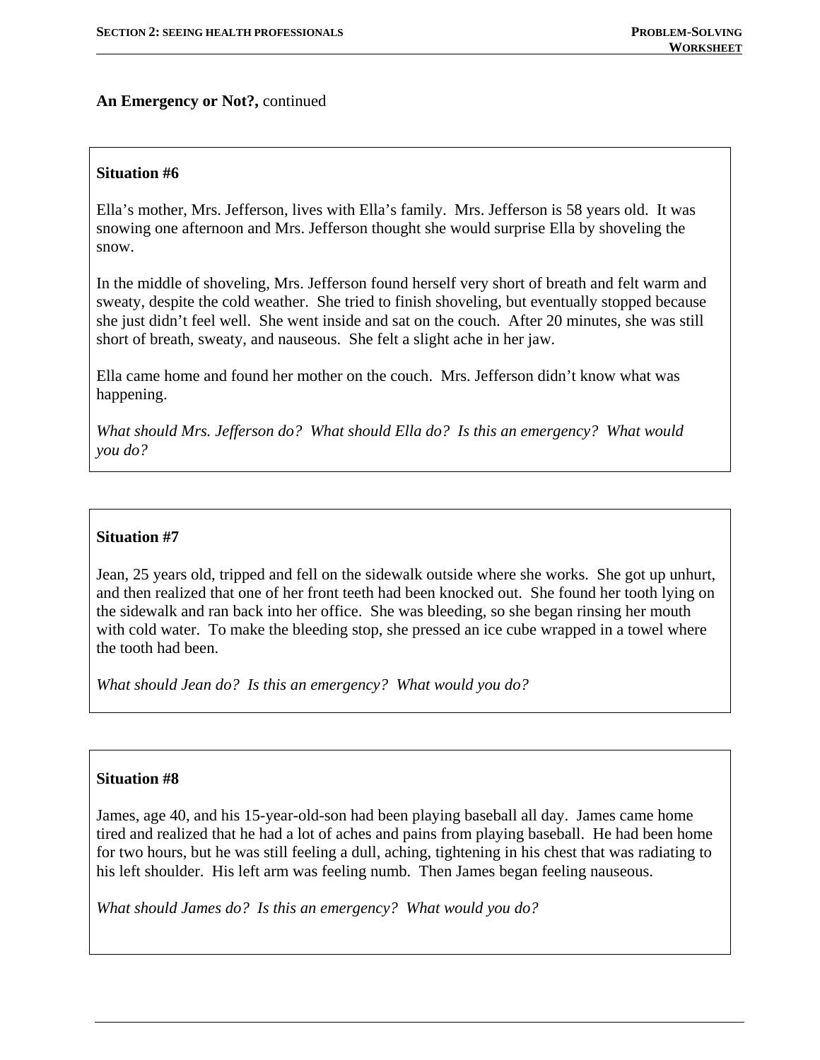**An Emergency or Not?,** continued

### Situation #6

Ella's mother, Mrs. Jefferson, lives with Ella's family. Mrs. Jefferson is 58 years old. It was snowing one afternoon and Mrs. Jefferson thought she would surprise Ella by shoveling the snow.

In the middle of shoveling, Mrs. Jefferson found herself very short of breath and felt warm and sweaty, despite the cold weather. She tried to finish shoveling, but eventually stopped because she just didn't feel well. She went inside and sat on the couch. After 20 minutes, she was still short of breath, sweaty, and nauseous. She felt a slight ache in her jaw.

Ella came home and found her mother on the couch. Mrs. Jefferson didn't know what was happening.

*What should Mrs. Jefferson do? What should Ella do? Is this an emergency? What would you do?*

### Situation #7

Jean, 25 years old, tripped and fell on the sidewalk outside where she works. She got up unhurt, and then realized that one of her front teeth had been knocked out. She found her tooth lying on the sidewalk and ran back into her office. She was bleeding, so she began rinsing her mouth with cold water. To make the bleeding stop, she pressed an ice cube wrapped in a towel where the tooth had been.

*What should Jean do? Is this an emergency? What would you do?*

### Situation #8

James, age 40, and his 15-year-old-son had been playing baseball all day. James came home tired and realized that he had a lot of aches and pains from playing baseball. He had been home for two hours, but he was still feeling a dull, aching, tightening in his chest that was radiating to his left shoulder. His left arm was feeling numb. Then James began feeling nauseous.

*What should James do? Is this an emergency? What would you do?*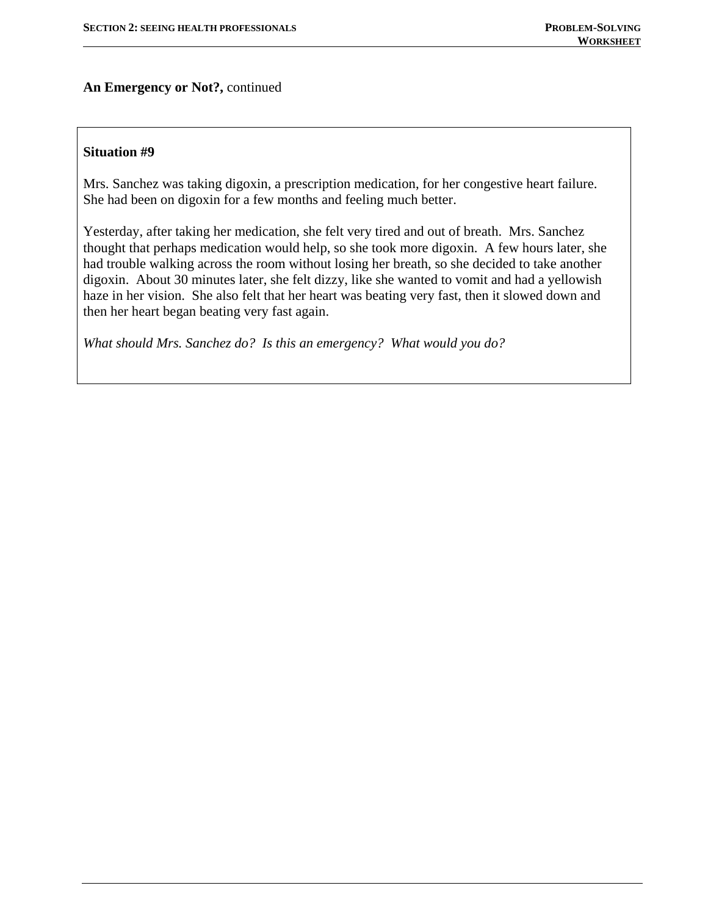**An Emergency or Not?,** continued

**Situation #9**

Mrs. Sanchez was taking digoxin, a prescription medication, for her congestive heart failure. She had been on digoxin for a few months and feeling much better.

Yesterday, after taking her medication, she felt very tired and out of breath. Mrs. Sanchez thought that perhaps medication would help, so she took more digoxin. A few hours later, she had trouble walking across the room without losing her breath, so she decided to take another digoxin. About 30 minutes later, she felt dizzy, like she wanted to vomit and had a yellowish haze in her vision. She also felt that her heart was beating very fast, then it slowed down and then her heart began beating very fast again.

*What should Mrs. Sanchez do? Is this an emergency? What would you do?*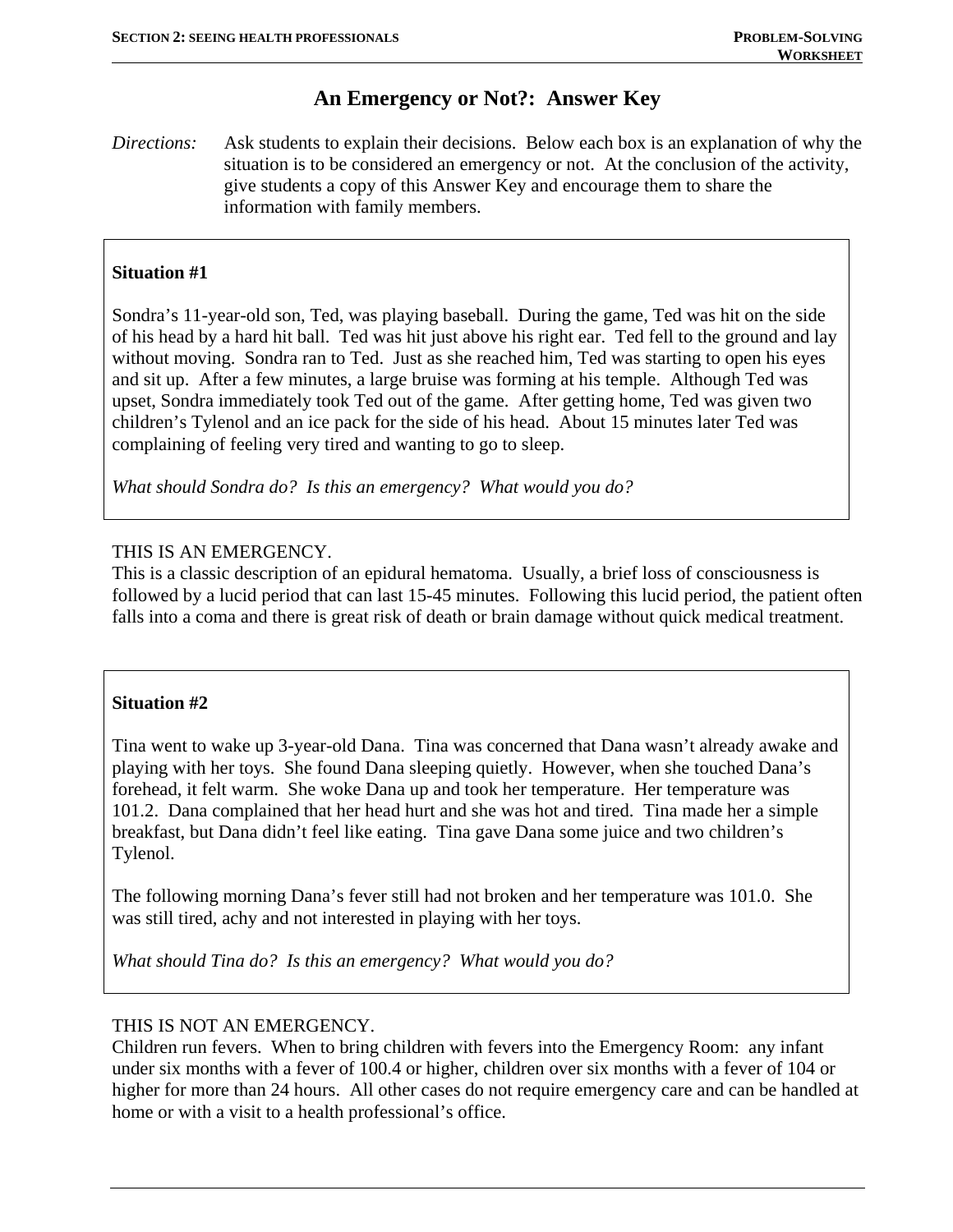# An Emergency or Not?: Answer Key

*Directions:* Ask students to explain their decisions. Below each box is an explanation of why the situation is to be considered an emergency or not. At the conclusion of the activity, give students a copy of this Answer Key and encourage them to share the information with family members.

**Situation #1**

Sondra's 11-year-old son, Ted, was playing baseball. During the game, Ted was hit on the side of his head by a hard hit ball. Ted was hit just above his right ear. Ted fell to the ground and lay without moving. Sondra ran to Ted. Just as she reached him, Ted was starting to open his eyes and sit up. After a few minutes, a large bruise was forming at his temple. Although Ted was upset, Sondra immediately took Ted out of the game. After getting home, Ted was given two children's Tylenol and an ice pack for the side of his head. About 15 minutes later Ted was complaining of feeling very tired and wanting to go to sleep.

*What should Sondra do? Is this an emergency? What would you do?*

THIS IS AN EMERGENCY.
This is a classic description of an epidural hematoma. Usually, a brief loss of consciousness is followed by a lucid period that can last 15-45 minutes. Following this lucid period, the patient often falls into a coma and there is great risk of death or brain damage without quick medical treatment.

**Situation #2**

Tina went to wake up 3-year-old Dana. Tina was concerned that Dana wasn't already awake and playing with her toys. She found Dana sleeping quietly. However, when she touched Dana's forehead, it felt warm. She woke Dana up and took her temperature. Her temperature was 101.2. Dana complained that her head hurt and she was hot and tired. Tina made her a simple breakfast, but Dana didn't feel like eating. Tina gave Dana some juice and two children's Tylenol.

The following morning Dana's fever still had not broken and her temperature was 101.0. She was still tired, achy and not interested in playing with her toys.

*What should Tina do? Is this an emergency? What would you do?*

THIS IS NOT AN EMERGENCY.
Children run fevers. When to bring children with fevers into the Emergency Room: any infant under six months with a fever of 100.4 or higher, children over six months with a fever of 104 or higher for more than 24 hours. All other cases do not require emergency care and can be handled at home or with a visit to a health professional's office.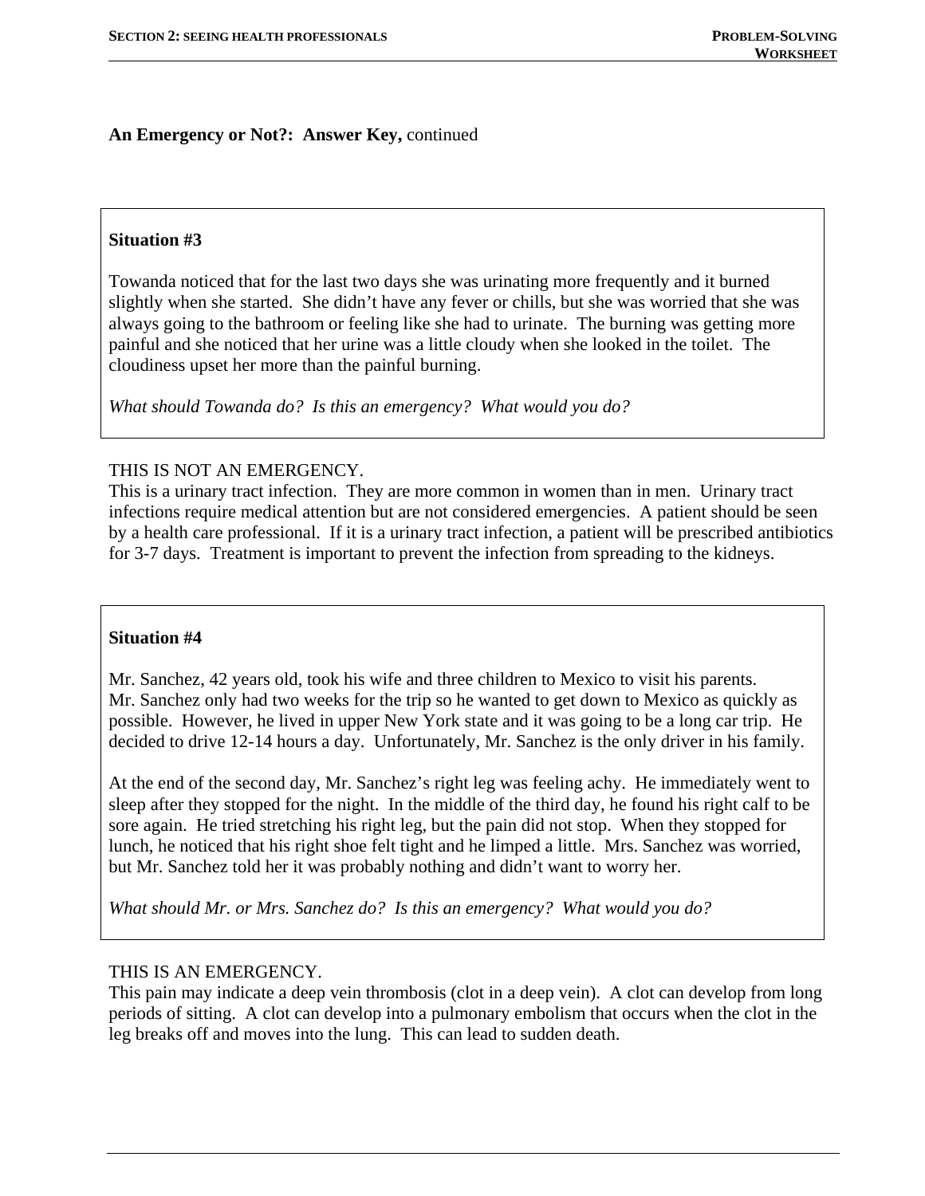**An Emergency or Not?: Answer Key,** continued

**Situation #3**

Towanda noticed that for the last two days she was urinating more frequently and it burned slightly when she started. She didn't have any fever or chills, but she was worried that she was always going to the bathroom or feeling like she had to urinate. The burning was getting more painful and she noticed that her urine was a little cloudy when she looked in the toilet. The cloudiness upset her more than the painful burning.

*What should Towanda do? Is this an emergency? What would you do?*

THIS IS NOT AN EMERGENCY.
This is a urinary tract infection. They are more common in women than in men. Urinary tract infections require medical attention but are not considered emergencies. A patient should be seen by a health care professional. If it is a urinary tract infection, a patient will be prescribed antibiotics for 3-7 days. Treatment is important to prevent the infection from spreading to the kidneys.

**Situation #4**

Mr. Sanchez, 42 years old, took his wife and three children to Mexico to visit his parents. Mr. Sanchez only had two weeks for the trip so he wanted to get down to Mexico as quickly as possible. However, he lived in upper New York state and it was going to be a long car trip. He decided to drive 12-14 hours a day. Unfortunately, Mr. Sanchez is the only driver in his family.

At the end of the second day, Mr. Sanchez's right leg was feeling achy. He immediately went to sleep after they stopped for the night. In the middle of the third day, he found his right calf to be sore again. He tried stretching his right leg, but the pain did not stop. When they stopped for lunch, he noticed that his right shoe felt tight and he limped a little. Mrs. Sanchez was worried, but Mr. Sanchez told her it was probably nothing and didn't want to worry her.

*What should Mr. or Mrs. Sanchez do? Is this an emergency? What would you do?*

THIS IS AN EMERGENCY.
This pain may indicate a deep vein thrombosis (clot in a deep vein). A clot can develop from long periods of sitting. A clot can develop into a pulmonary embolism that occurs when the clot in the leg breaks off and moves into the lung. This can lead to sudden death.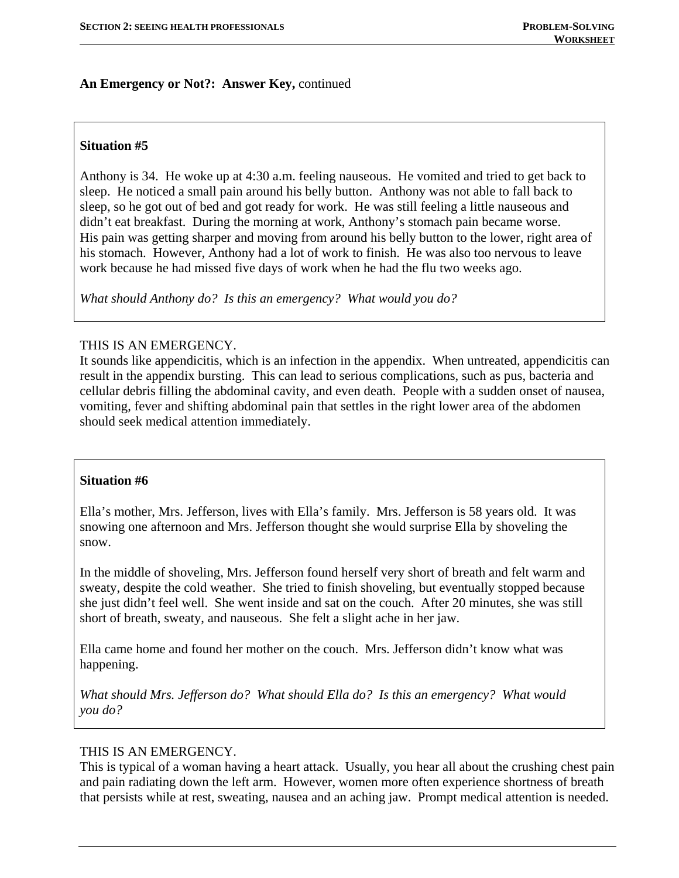**An Emergency or Not?: Answer Key,** continued

**Situation #5**

Anthony is 34. He woke up at 4:30 a.m. feeling nauseous. He vomited and tried to get back to sleep. He noticed a small pain around his belly button. Anthony was not able to fall back to sleep, so he got out of bed and got ready for work. He was still feeling a little nauseous and didn't eat breakfast. During the morning at work, Anthony's stomach pain became worse. His pain was getting sharper and moving from around his belly button to the lower, right area of his stomach. However, Anthony had a lot of work to finish. He was also too nervous to leave work because he had missed five days of work when he had the flu two weeks ago.

*What should Anthony do? Is this an emergency? What would you do?*

THIS IS AN EMERGENCY.
It sounds like appendicitis, which is an infection in the appendix. When untreated, appendicitis can result in the appendix bursting. This can lead to serious complications, such as pus, bacteria and cellular debris filling the abdominal cavity, and even death. People with a sudden onset of nausea, vomiting, fever and shifting abdominal pain that settles in the right lower area of the abdomen should seek medical attention immediately.

**Situation #6**

Ella's mother, Mrs. Jefferson, lives with Ella's family. Mrs. Jefferson is 58 years old. It was snowing one afternoon and Mrs. Jefferson thought she would surprise Ella by shoveling the snow.

In the middle of shoveling, Mrs. Jefferson found herself very short of breath and felt warm and sweaty, despite the cold weather. She tried to finish shoveling, but eventually stopped because she just didn't feel well. She went inside and sat on the couch. After 20 minutes, she was still short of breath, sweaty, and nauseous. She felt a slight ache in her jaw.

Ella came home and found her mother on the couch. Mrs. Jefferson didn't know what was happening.

*What should Mrs. Jefferson do? What should Ella do? Is this an emergency? What would you do?*

THIS IS AN EMERGENCY.
This is typical of a woman having a heart attack. Usually, you hear all about the crushing chest pain and pain radiating down the left arm. However, women more often experience shortness of breath that persists while at rest, sweating, nausea and an aching jaw. Prompt medical attention is needed.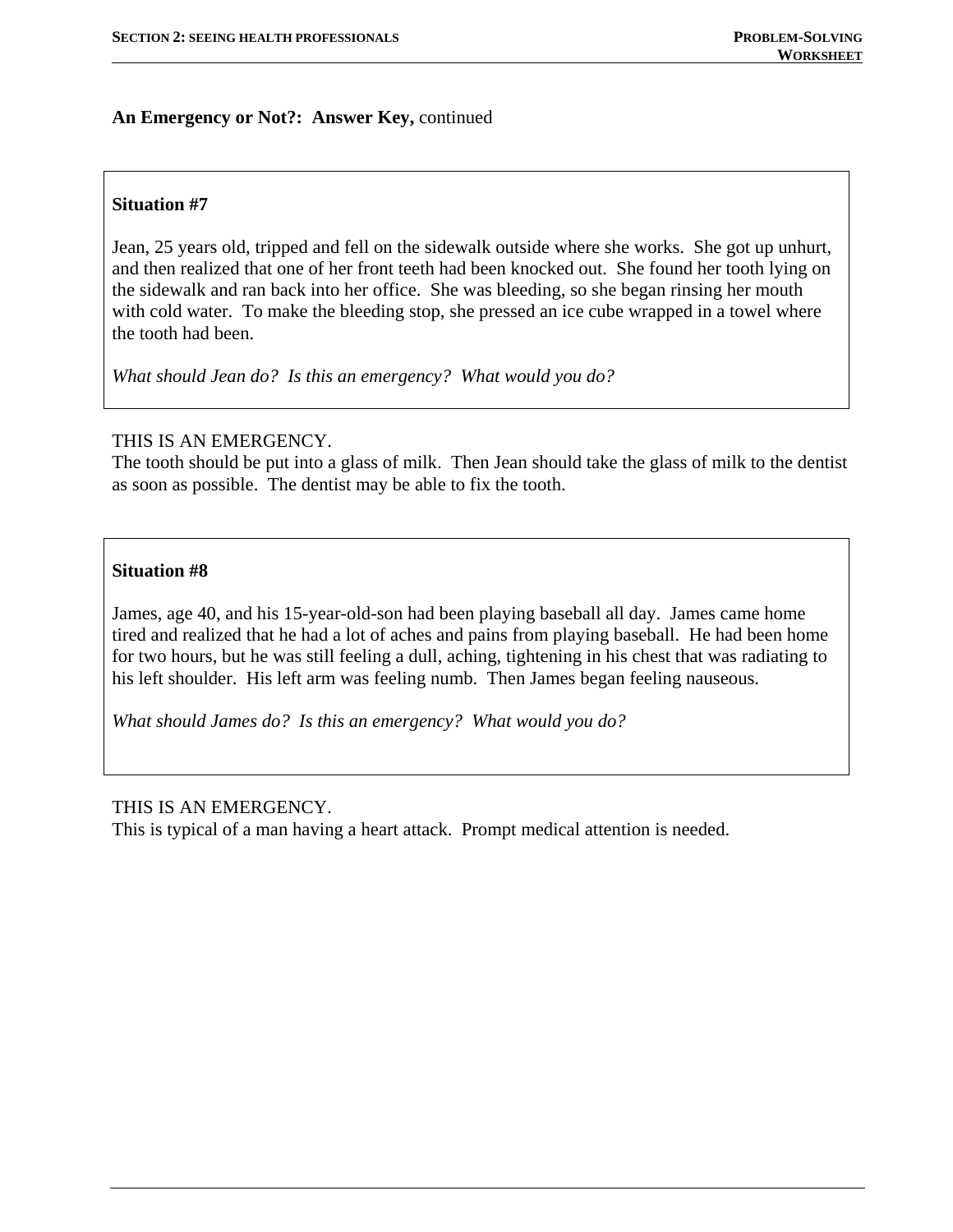**An Emergency or Not?: Answer Key,** continued

**Situation #7**

Jean, 25 years old, tripped and fell on the sidewalk outside where she works. She got up unhurt, and then realized that one of her front teeth had been knocked out. She found her tooth lying on the sidewalk and ran back into her office. She was bleeding, so she began rinsing her mouth with cold water. To make the bleeding stop, she pressed an ice cube wrapped in a towel where the tooth had been.

*What should Jean do? Is this an emergency? What would you do?*

THIS IS AN EMERGENCY.
The tooth should be put into a glass of milk. Then Jean should take the glass of milk to the dentist as soon as possible. The dentist may be able to fix the tooth.

**Situation #8**

James, age 40, and his 15-year-old-son had been playing baseball all day. James came home tired and realized that he had a lot of aches and pains from playing baseball. He had been home for two hours, but he was still feeling a dull, aching, tightening in his chest that was radiating to his left shoulder. His left arm was feeling numb. Then James began feeling nauseous.

*What should James do? Is this an emergency? What would you do?*

THIS IS AN EMERGENCY.
This is typical of a man having a heart attack. Prompt medical attention is needed.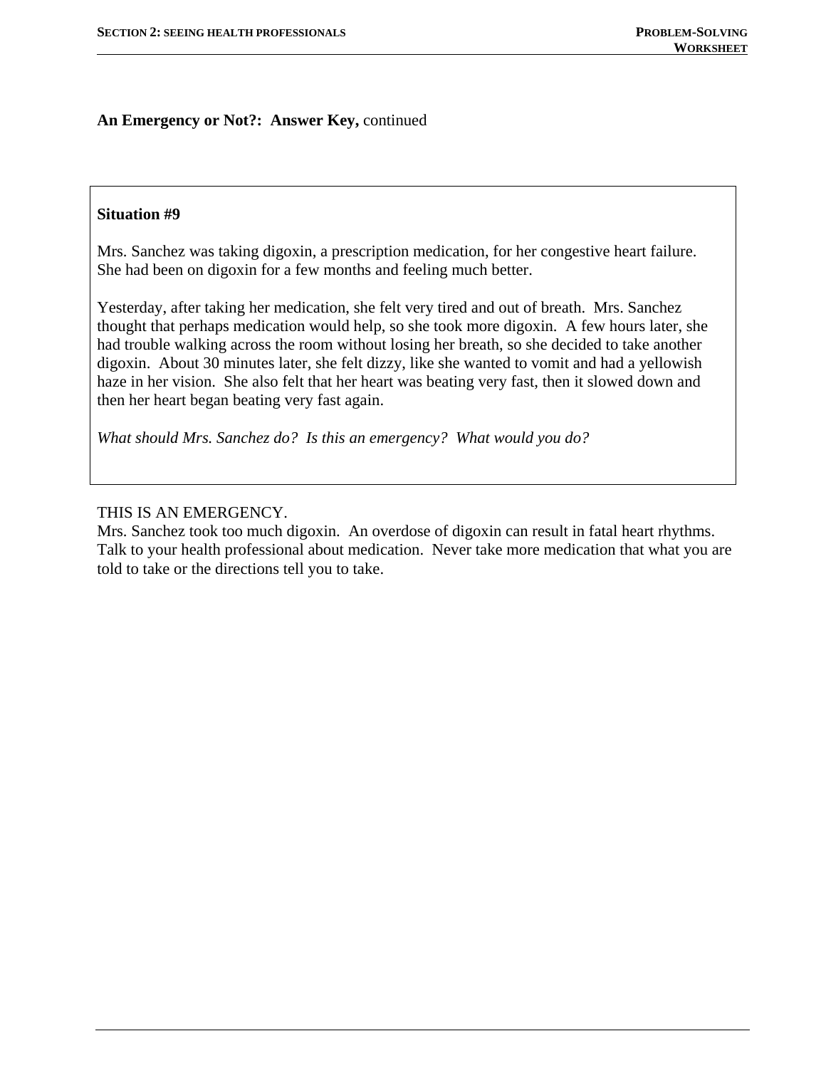**An Emergency or Not?: Answer Key,** continued

**Situation #9**

Mrs. Sanchez was taking digoxin, a prescription medication, for her congestive heart failure. She had been on digoxin for a few months and feeling much better.

Yesterday, after taking her medication, she felt very tired and out of breath. Mrs. Sanchez thought that perhaps medication would help, so she took more digoxin. A few hours later, she had trouble walking across the room without losing her breath, so she decided to take another digoxin. About 30 minutes later, she felt dizzy, like she wanted to vomit and had a yellowish haze in her vision. She also felt that her heart was beating very fast, then it slowed down and then her heart began beating very fast again.

*What should Mrs. Sanchez do? Is this an emergency? What would you do?*

THIS IS AN EMERGENCY.
Mrs. Sanchez took too much digoxin. An overdose of digoxin can result in fatal heart rhythms. Talk to your health professional about medication. Never take more medication that what you are told to take or the directions tell you to take.